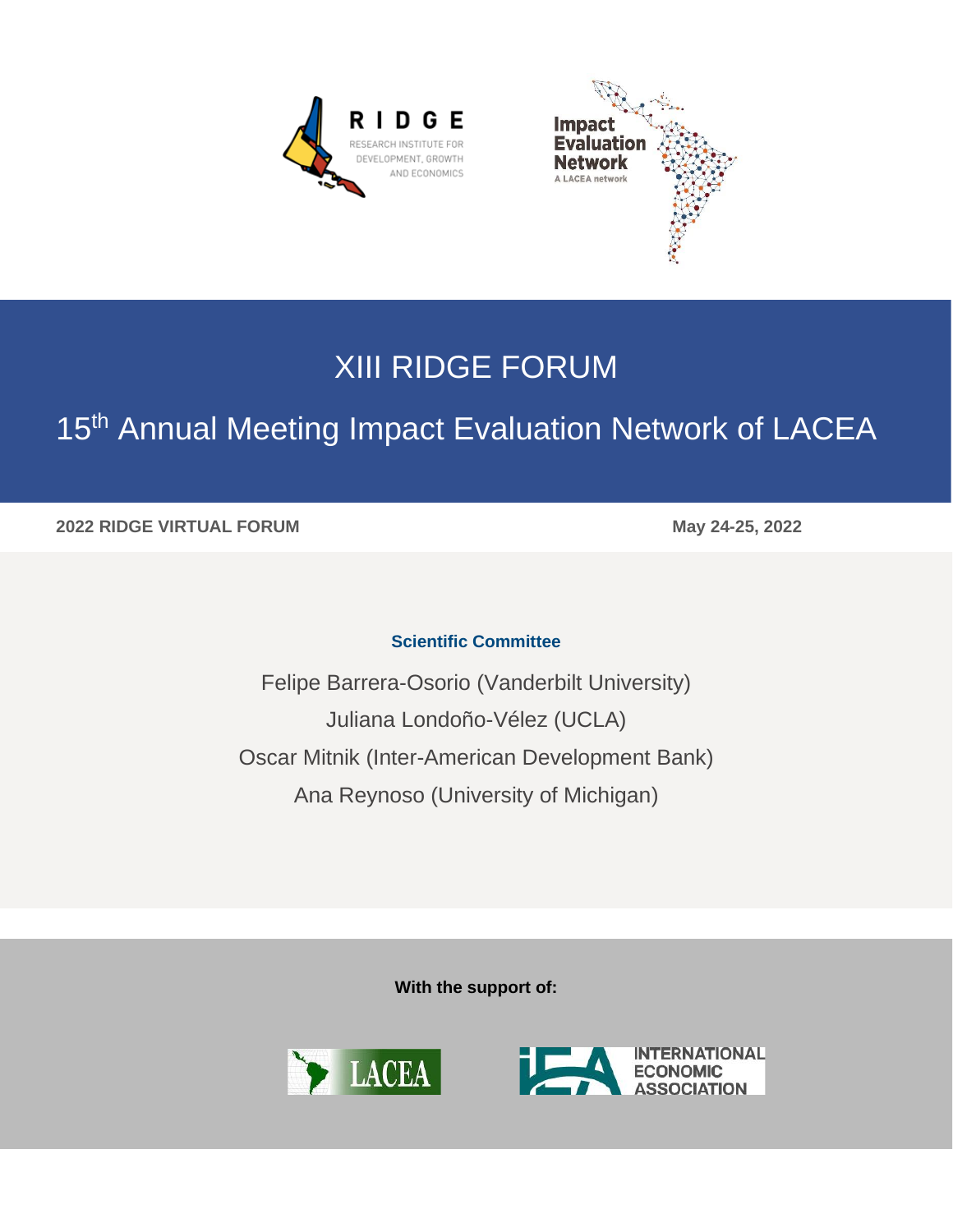# XIII RIDGE FORUM

## 15th Annual Meeting Impact Evaluation Network of LACEA

**2022 RIDGE VIRTUAL FORUM** **May 24-25, 2022**

**Scientific Committee**

Felipe Barrera-Osorio (Vanderbilt University)

Juliana Londoño-Vélez (UCLA)

Oscar Mitnik (Inter-American Development Bank)

Ana Reynoso (University of Michigan)

**With the support of:**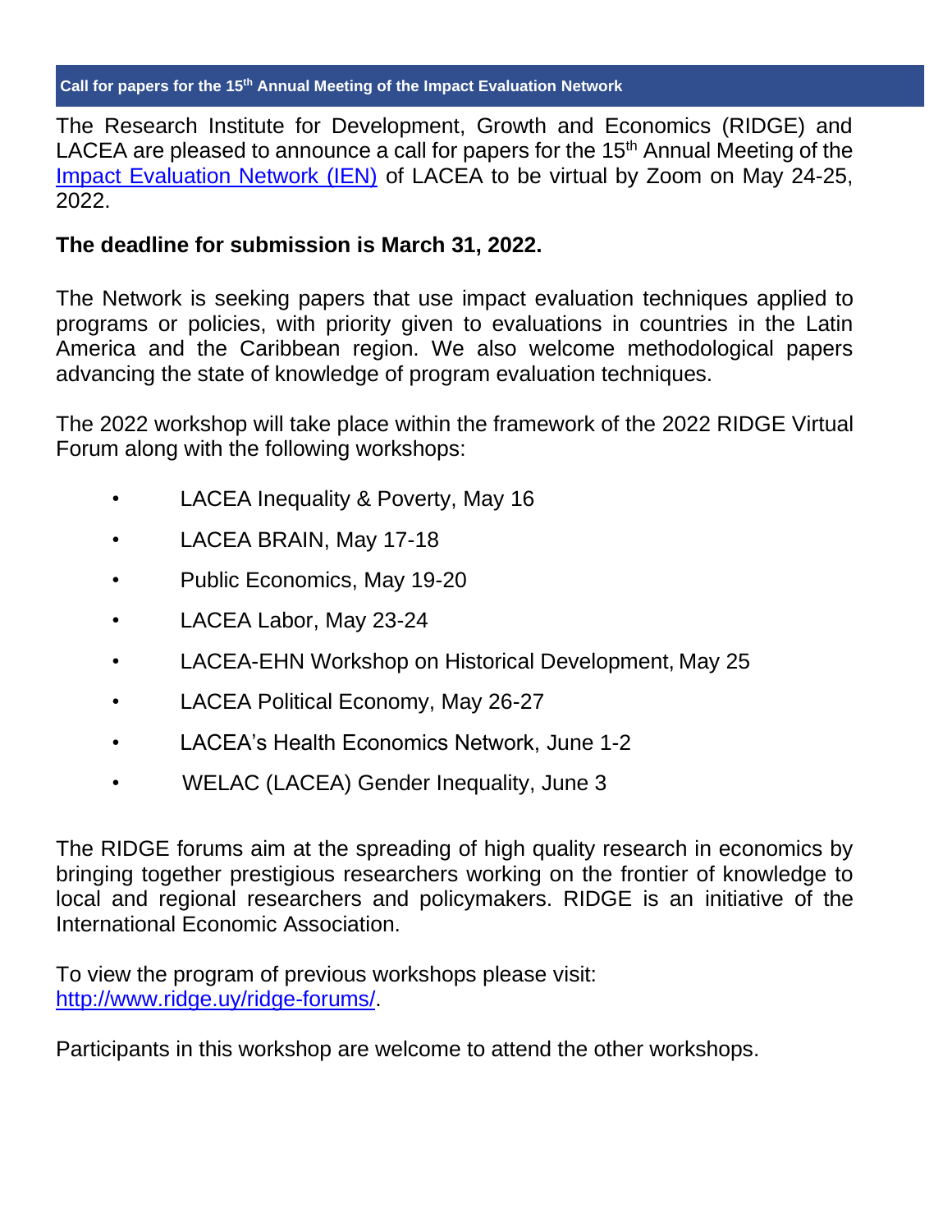## Call for papers for the 15th Annual Meeting of the Impact Evaluation Network

The Research Institute for Development, Growth and Economics (RIDGE) and LACEA are pleased to announce a call for papers for the 15th Annual Meeting of the [Impact Evaluation Network (IEN)](#) of LACEA to be virtual by Zoom on May 24-25, 2022.

**The deadline for submission is March 31, 2022.**

The Network is seeking papers that use impact evaluation techniques applied to programs or policies, with priority given to evaluations in countries in the Latin America and the Caribbean region. We also welcome methodological papers advancing the state of knowledge of program evaluation techniques.

The 2022 workshop will take place within the framework of the 2022 RIDGE Virtual Forum along with the following workshops:

- LACEA Inequality & Poverty, May 16
- LACEA BRAIN, May 17-18
- Public Economics, May 19-20
- LACEA Labor, May 23-24
- LACEA-EHN Workshop on Historical Development, May 25
- LACEA Political Economy, May 26-27
- LACEA's Health Economics Network, June 1-2
- WELAC (LACEA) Gender Inequality, June 3

The RIDGE forums aim at the spreading of high quality research in economics by bringing together prestigious researchers working on the frontier of knowledge to local and regional researchers and policymakers. RIDGE is an initiative of the International Economic Association.

To view the program of previous workshops please visit: [http://www.ridge.uy/ridge-forums/](http://www.ridge.uy/ridge-forums/).

Participants in this workshop are welcome to attend the other workshops.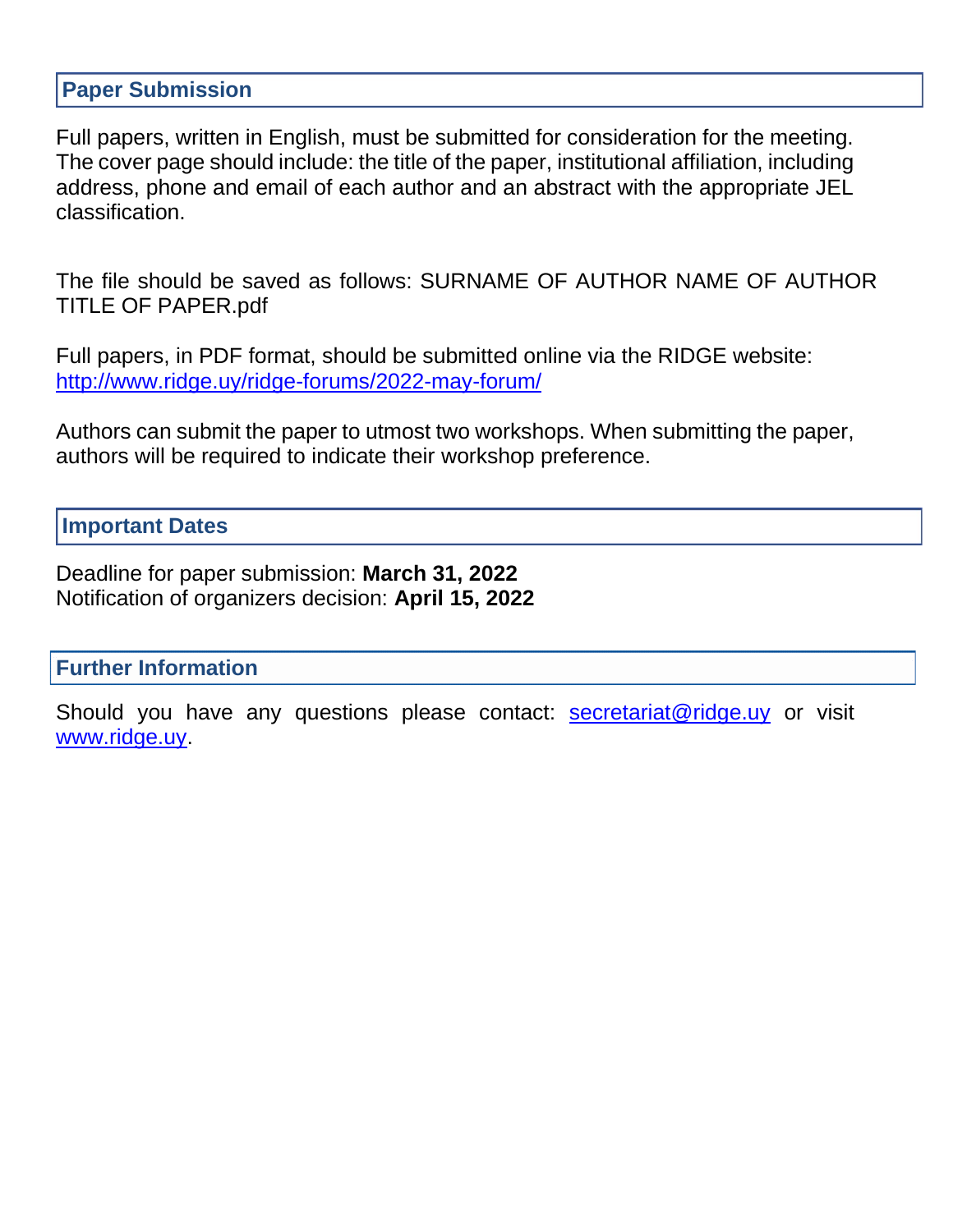## Paper Submission

Full papers, written in English, must be submitted for consideration for the meeting. The cover page should include: the title of the paper, institutional affiliation, including address, phone and email of each author and an abstract with the appropriate JEL classification.

The file should be saved as follows: SURNAME OF AUTHOR NAME OF AUTHOR TITLE OF PAPER.pdf

Full papers, in PDF format, should be submitted online via the RIDGE website: http://www.ridge.uy/ridge-forums/2022-may-forum/

Authors can submit the paper to utmost two workshops. When submitting the paper, authors will be required to indicate their workshop preference.

## Important Dates

Deadline for paper submission: **March 31, 2022**
Notification of organizers decision: **April 15, 2022**

## Further Information

Should you have any questions please contact: secretariat@ridge.uy or visit www.ridge.uy.